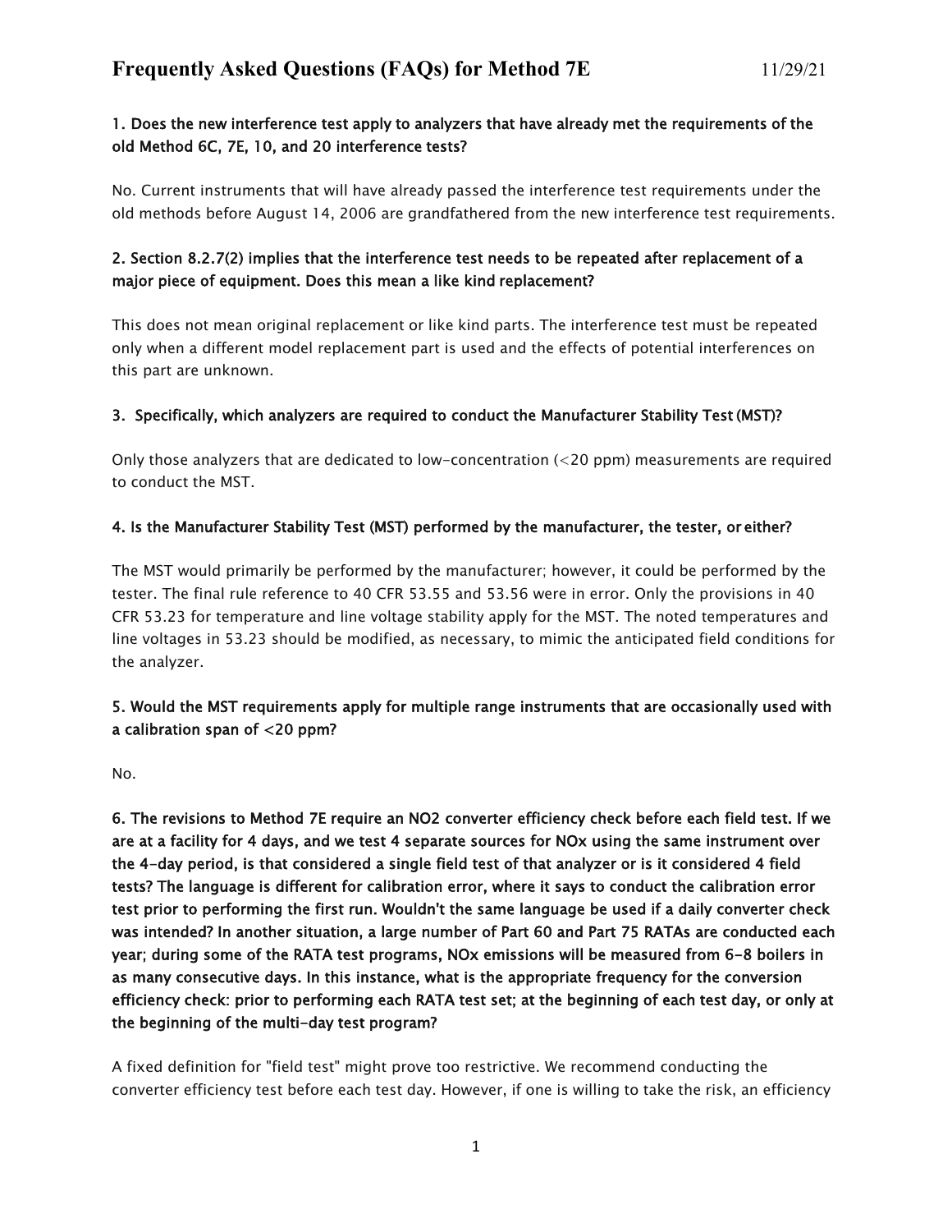# Frequently Asked Questions (FAQs) for Method 7E

11/29/21

**1. Does the new interference test apply to analyzers that have already met the requirements of the old Method 6C, 7E, 10, and 20 interference tests?**

No. Current instruments that will have already passed the interference test requirements under the old methods before August 14, 2006 are grandfathered from the new interference test requirements.

**2. Section 8.2.7(2) implies that the interference test needs to be repeated after replacement of a major piece of equipment. Does this mean a like kind replacement?**

This does not mean original replacement or like kind parts. The interference test must be repeated only when a different model replacement part is used and the effects of potential interferences on this part are unknown.

**3. Specifically, which analyzers are required to conduct the Manufacturer Stability Test (MST)?**

Only those analyzers that are dedicated to low-concentration (<20 ppm) measurements are required to conduct the MST.

**4. Is the Manufacturer Stability Test (MST) performed by the manufacturer, the tester, or either?**

The MST would primarily be performed by the manufacturer; however, it could be performed by the tester. The final rule reference to 40 CFR 53.55 and 53.56 were in error. Only the provisions in 40 CFR 53.23 for temperature and line voltage stability apply for the MST. The noted temperatures and line voltages in 53.23 should be modified, as necessary, to mimic the anticipated field conditions for the analyzer.

**5. Would the MST requirements apply for multiple range instruments that are occasionally used with a calibration span of <20 ppm?**

No.

**6. The revisions to Method 7E require an $NO_2$ converter efficiency check before each field test. If we are at a facility for 4 days, and we test 4 separate sources for $NO_x$ using the same instrument over the 4-day period, is that considered a single field test of that analyzer or is it considered 4 field tests? The language is different for calibration error, where it says to conduct the calibration error test prior to performing the first run. Wouldn't the same language be used if a daily converter check was intended? In another situation, a large number of Part 60 and Part 75 RATAs are conducted each year; during some of the RATA test programs, $NO_x$ emissions will be measured from 6-8 boilers in as many consecutive days. In this instance, what is the appropriate frequency for the conversion efficiency check: prior to performing each RATA test set; at the beginning of each test day, or only at the beginning of the multi-day test program?**

A fixed definition for "field test" might prove too restrictive. We recommend conducting the converter efficiency test before each test day. However, if one is willing to take the risk, an efficiency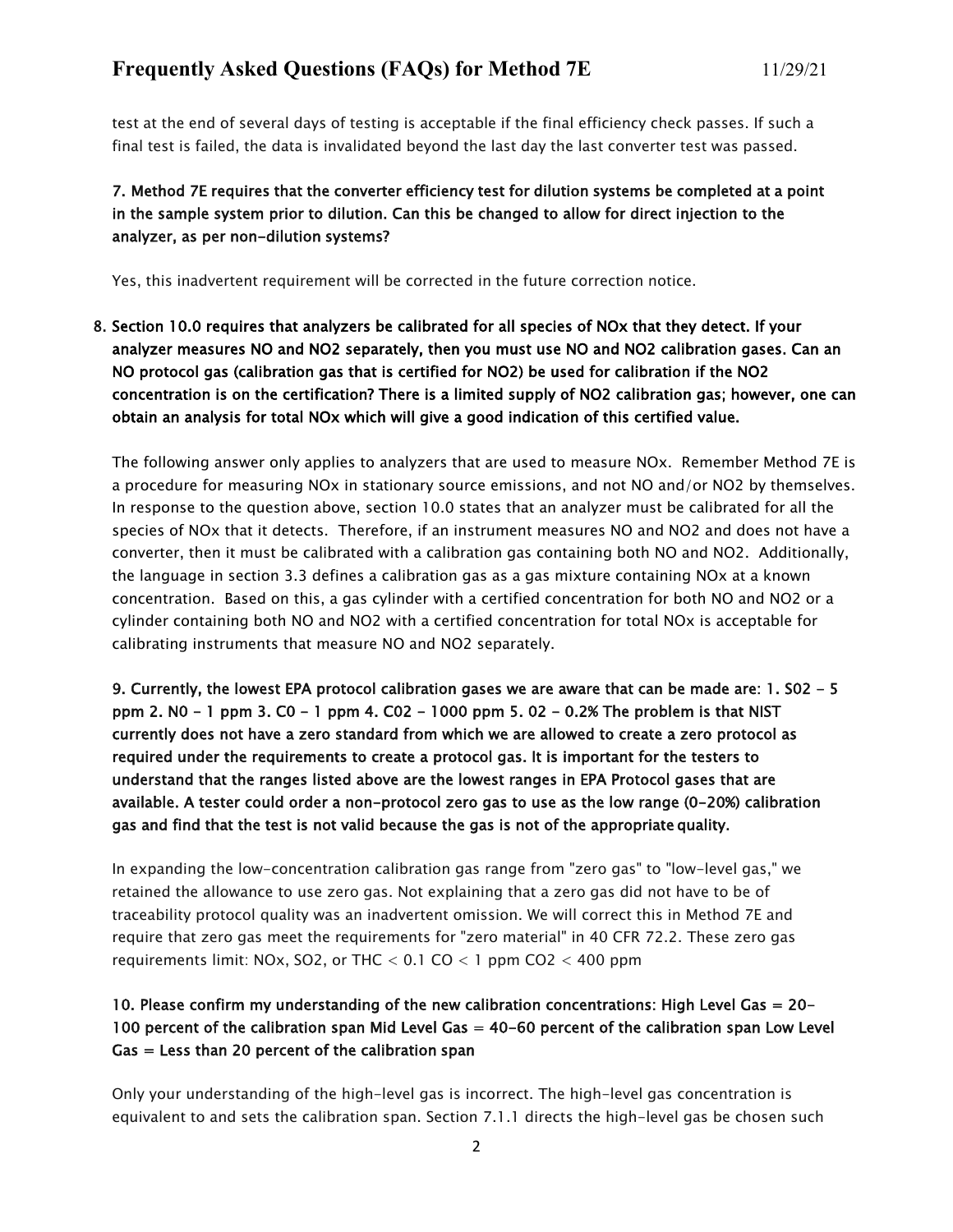test at the end of several days of testing is acceptable if the final efficiency check passes. If such a final test is failed, the data is invalidated beyond the last day the last converter test was passed.

**7. Method 7E requires that the converter efficiency test for dilution systems be completed at a point in the sample system prior to dilution. Can this be changed to allow for direct injection to the analyzer, as per non-dilution systems?**

Yes, this inadvertent requirement will be corrected in the future correction notice.

**8. Section 10.0 requires that analyzers be calibrated for all species of NOx that they detect. If your analyzer measures NO and NO2 separately, then you must use NO and NO2 calibration gases. Can an NO protocol gas (calibration gas that is certified for NO2) be used for calibration if the NO2 concentration is on the certification? There is a limited supply of NO2 calibration gas; however, one can obtain an analysis for total NOx which will give a good indication of this certified value.**

The following answer only applies to analyzers that are used to measure NOx. Remember Method 7E is a procedure for measuring NOx in stationary source emissions, and not NO and/or NO2 by themselves. In response to the question above, section 10.0 states that an analyzer must be calibrated for all the species of NOx that it detects. Therefore, if an instrument measures NO and NO2 and does not have a converter, then it must be calibrated with a calibration gas containing both NO and NO2. Additionally, the language in section 3.3 defines a calibration gas as a gas mixture containing NOx at a known concentration. Based on this, a gas cylinder with a certified concentration for both NO and NO2 or a cylinder containing both NO and NO2 with a certified concentration for total NOx is acceptable for calibrating instruments that measure NO and NO2 separately.

**9. Currently, the lowest EPA protocol calibration gases we are aware that can be made are: 1. S02 - 5 ppm 2. N0 - 1 ppm 3. C0 - 1 ppm 4. C02 - 1000 ppm 5. 02 - 0.2% The problem is that NIST currently does not have a zero standard from which we are allowed to create a zero protocol as required under the requirements to create a protocol gas. It is important for the testers to understand that the ranges listed above are the lowest ranges in EPA Protocol gases that are available. A tester could order a non-protocol zero gas to use as the low range (0-20%) calibration gas and find that the test is not valid because the gas is not of the appropriate quality.**

In expanding the low-concentration calibration gas range from "zero gas" to "low-level gas," we retained the allowance to use zero gas. Not explaining that a zero gas did not have to be of traceability protocol quality was an inadvertent omission. We will correct this in Method 7E and require that zero gas meet the requirements for "zero material" in 40 CFR 72.2. These zero gas requirements limit: NOx, SO2, or THC < 0.1 CO < 1 ppm CO2 < 400 ppm

**10. Please confirm my understanding of the new calibration concentrations: High Level Gas = 20-100 percent of the calibration span Mid Level Gas = 40-60 percent of the calibration span Low Level Gas = Less than 20 percent of the calibration span**

Only your understanding of the high-level gas is incorrect. The high-level gas concentration is equivalent to and sets the calibration span. Section 7.1.1 directs the high-level gas be chosen such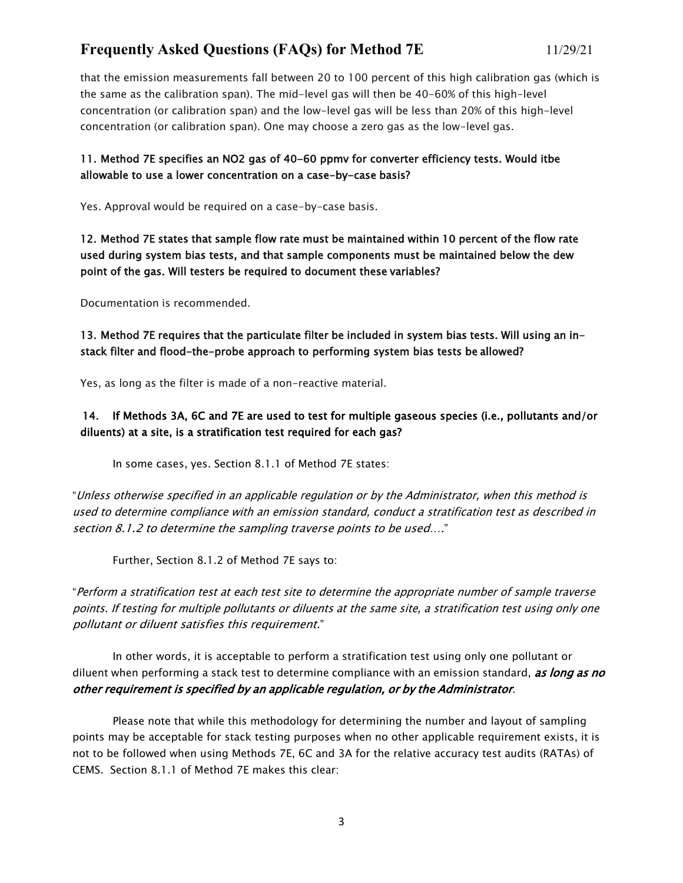that the emission measurements fall between 20 to 100 percent of this high calibration gas (which is the same as the calibration span). The mid-level gas will then be 40-60% of this high-level concentration (or calibration span) and the low-level gas will be less than 20% of this high-level concentration (or calibration span). One may choose a zero gas as the low-level gas.

**11. Method 7E specifies an NO2 gas of 40-60 ppmv for converter efficiency tests. Would itbe allowable to use a lower concentration on a case-by-case basis?**

Yes. Approval would be required on a case-by-case basis.

**12. Method 7E states that sample flow rate must be maintained within 10 percent of the flow rate used during system bias tests, and that sample components must be maintained below the dew point of the gas. Will testers be required to document these variables?**

Documentation is recommended.

**13. Method 7E requires that the particulate filter be included in system bias tests. Will using an in-stack filter and flood-the-probe approach to performing system bias tests be allowed?**

Yes, as long as the filter is made of a non-reactive material.

**14. If Methods 3A, 6C and 7E are used to test for multiple gaseous species (i.e., pollutants and/or diluents) at a site, is a stratification test required for each gas?**

In some cases, yes. Section 8.1.1 of Method 7E states:

"*Unless otherwise specified in an applicable regulation or by the Administrator, when this method is used to determine compliance with an emission standard, conduct a stratification test as described in section 8.1.2 to determine the sampling traverse points to be used….*"

Further, Section 8.1.2 of Method 7E says to:

"*Perform a stratification test at each test site to determine the appropriate number of sample traverse points. If testing for multiple pollutants or diluents at the same site, a stratification test using only one pollutant or diluent satisfies this requirement.*"

In other words, it is acceptable to perform a stratification test using only one pollutant or diluent when performing a stack test to determine compliance with an emission standard, ***as long as no other requirement is specified by an applicable regulation, or by the Administrator***.

Please note that while this methodology for determining the number and layout of sampling points may be acceptable for stack testing purposes when no other applicable requirement exists, it is not to be followed when using Methods 7E, 6C and 3A for the relative accuracy test audits (RATAs) of CEMS. Section 8.1.1 of Method 7E makes this clear: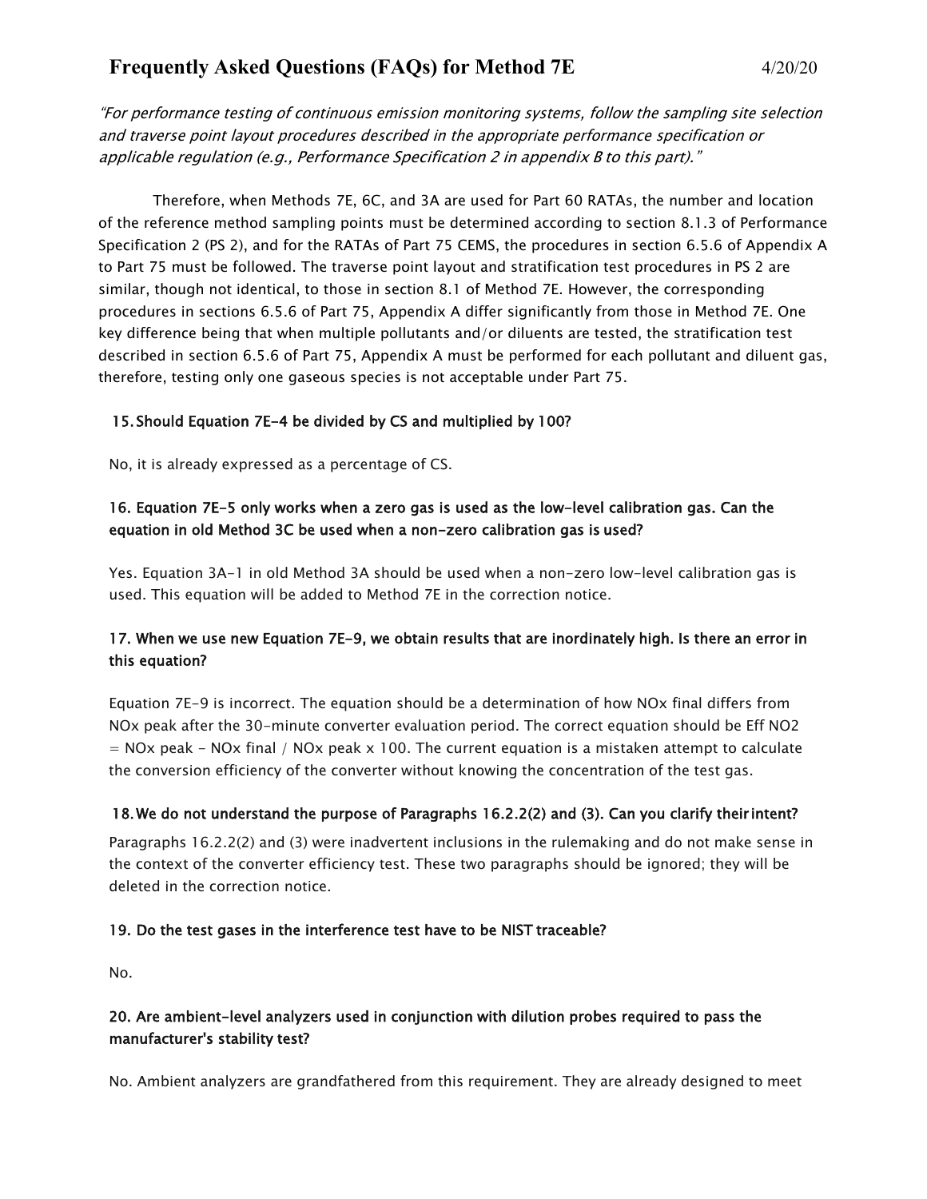*"For performance testing of continuous emission monitoring systems, follow the sampling site selection and traverse point layout procedures described in the appropriate performance specification or applicable regulation (e.g., Performance Specification 2 in appendix B to this part)."*

Therefore, when Methods 7E, 6C, and 3A are used for Part 60 RATAs, the number and location of the reference method sampling points must be determined according to section 8.1.3 of Performance Specification 2 (PS 2), and for the RATAs of Part 75 CEMS, the procedures in section 6.5.6 of Appendix A to Part 75 must be followed. The traverse point layout and stratification test procedures in PS 2 are similar, though not identical, to those in section 8.1 of Method 7E. However, the corresponding procedures in sections 6.5.6 of Part 75, Appendix A differ significantly from those in Method 7E. One key difference being that when multiple pollutants and/or diluents are tested, the stratification test described in section 6.5.6 of Part 75, Appendix A must be performed for each pollutant and diluent gas, therefore, testing only one gaseous species is not acceptable under Part 75.

**15. Should Equation 7E-4 be divided by CS and multiplied by 100?**

No, it is already expressed as a percentage of CS.

**16. Equation 7E-5 only works when a zero gas is used as the low-level calibration gas. Can the equation in old Method 3C be used when a non-zero calibration gas is used?**

Yes. Equation 3A-1 in old Method 3A should be used when a non-zero low-level calibration gas is used. This equation will be added to Method 7E in the correction notice.

**17. When we use new Equation 7E-9, we obtain results that are inordinately high. Is there an error in this equation?**

Equation 7E-9 is incorrect. The equation should be a determination of how NOx final differs from NOx peak after the 30-minute converter evaluation period. The correct equation should be Eff NO2 = NOx peak - NOx final / NOx peak x 100. The current equation is a mistaken attempt to calculate the conversion efficiency of the converter without knowing the concentration of the test gas.

**18. We do not understand the purpose of Paragraphs 16.2.2(2) and (3). Can you clarify their intent?**

Paragraphs 16.2.2(2) and (3) were inadvertent inclusions in the rulemaking and do not make sense in the context of the converter efficiency test. These two paragraphs should be ignored; they will be deleted in the correction notice.

**19. Do the test gases in the interference test have to be NIST traceable?**

No.

**20. Are ambient-level analyzers used in conjunction with dilution probes required to pass the manufacturer's stability test?**

No. Ambient analyzers are grandfathered from this requirement. They are already designed to meet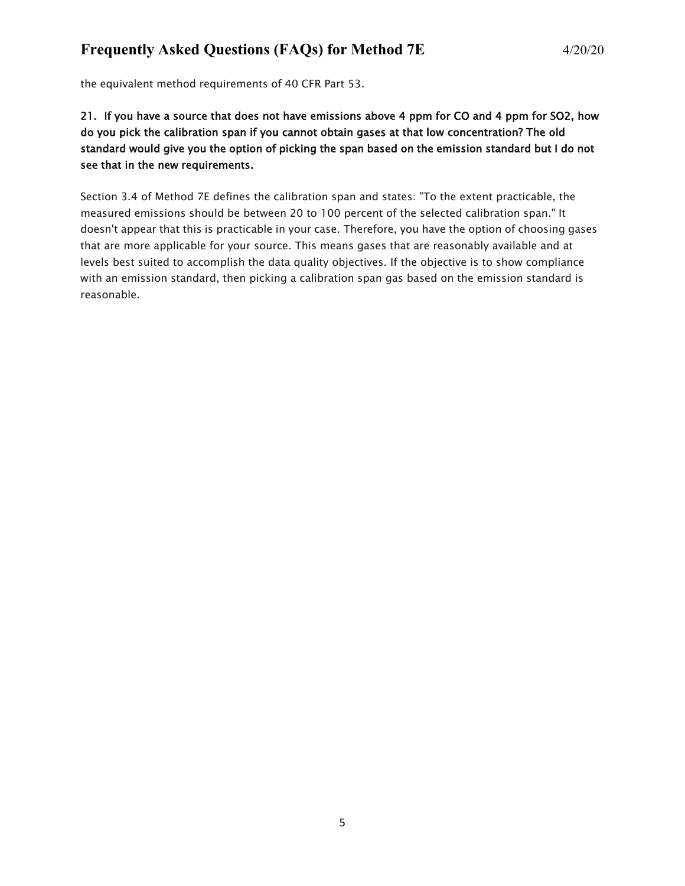the equivalent method requirements of 40 CFR Part 53.

**21. If you have a source that does not have emissions above 4 ppm for CO and 4 ppm for SO2, how do you pick the calibration span if you cannot obtain gases at that low concentration? The old standard would give you the option of picking the span based on the emission standard but I do not see that in the new requirements.**

Section 3.4 of Method 7E defines the calibration span and states: "To the extent practicable, the measured emissions should be between 20 to 100 percent of the selected calibration span." It doesn't appear that this is practicable in your case. Therefore, you have the option of choosing gases that are more applicable for your source. This means gases that are reasonably available and at levels best suited to accomplish the data quality objectives. If the objective is to show compliance with an emission standard, then picking a calibration span gas based on the emission standard is reasonable.